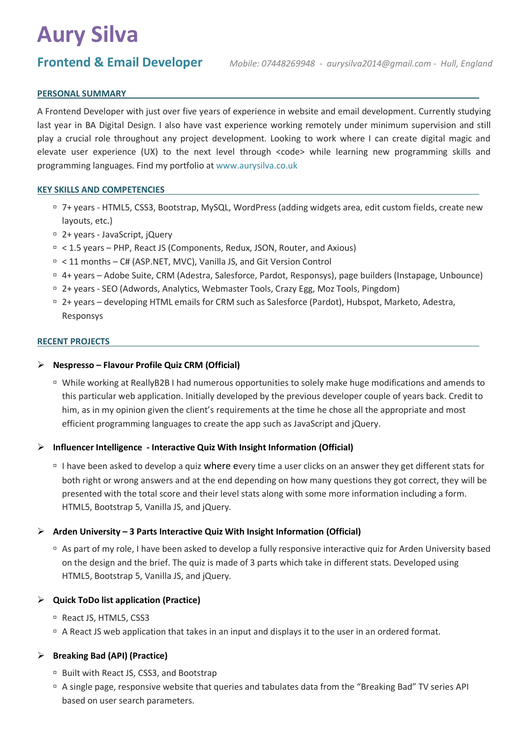# Aury Silva

## Frontend & Email Developer

*Mobile: 07448269948 - aurysilva2014@gmail.com - Hull, England*

### PERSONAL SUMMARY

A Frontend Developer with just over five years of experience in website and email development. Currently studying last year in BA Digital Design. I also have vast experience working remotely under minimum supervision and still play a crucial role throughout any project development. Looking to work where I can create digital magic and elevate user experience (UX) to the next level through <code> while learning new programming skills and programming languages. Find my portfolio at www.aurysilva.co.uk

### KEY SKILLS AND COMPETENCIES

- 7+ years - HTML5, CSS3, Bootstrap, MySQL, WordPress (adding widgets area, edit custom fields, create new layouts, etc.)
- 2+ years - JavaScript, jQuery
- < 1.5 years – PHP, React JS (Components, Redux, JSON, Router, and Axious)
- < 11 months – C# (ASP.NET, MVC), Vanilla JS, and Git Version Control
- 4+ years – Adobe Suite, CRM (Adestra, Salesforce, Pardot, Responsys), page builders (Instapage, Unbounce)
- 2+ years - SEO (Adwords, Analytics, Webmaster Tools, Crazy Egg, Moz Tools, Pingdom)
- 2+ years – developing HTML emails for CRM such as Salesforce (Pardot), Hubspot, Marketo, Adestra, Responsys

### RECENT PROJECTS

- **Nespresso – Flavour Profile Quiz CRM (Official)**
  - While working at ReallyB2B I had numerous opportunities to solely make huge modifications and amends to this particular web application. Initially developed by the previous developer couple of years back. Credit to him, as in my opinion given the client's requirements at the time he chose all the appropriate and most efficient programming languages to create the app such as JavaScript and jQuery.

- **Influencer Intelligence - Interactive Quiz With Insight Information (Official)**
  - I have been asked to develop a quiz where every time a user clicks on an answer they get different stats for both right or wrong answers and at the end depending on how many questions they got correct, they will be presented with the total score and their level stats along with some more information including a form. HTML5, Bootstrap 5, Vanilla JS, and jQuery.

- **Arden University – 3 Parts Interactive Quiz With Insight Information (Official)**
  - As part of my role, I have been asked to develop a fully responsive interactive quiz for Arden University based on the design and the brief. The quiz is made of 3 parts which take in different stats. Developed using HTML5, Bootstrap 5, Vanilla JS, and jQuery.

- **Quick ToDo list application (Practice)**
  - React JS, HTML5, CSS3
  - A React JS web application that takes in an input and displays it to the user in an ordered format.

- **Breaking Bad (API) (Practice)**
  - Built with React JS, CSS3, and Bootstrap
  - A single page, responsive website that queries and tabulates data from the "Breaking Bad" TV series API based on user search parameters.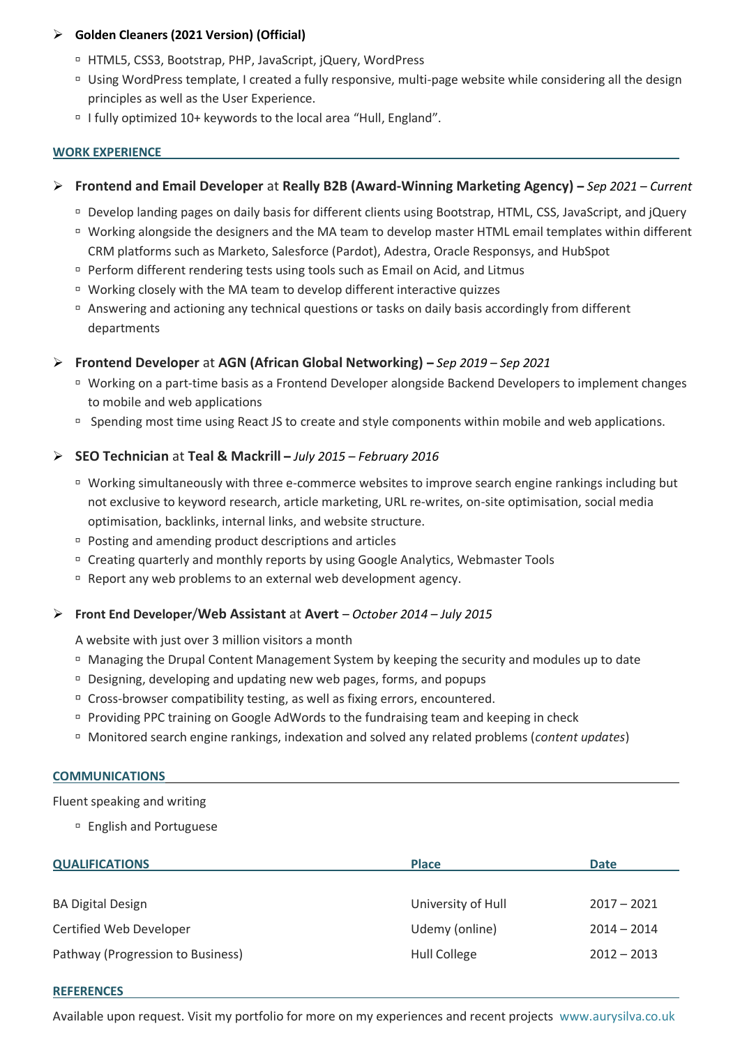- **Golden Cleaners (2021 Version) (Official)**
  - HTML5, CSS3, Bootstrap, PHP, JavaScript, jQuery, WordPress
  - Using WordPress template, I created a fully responsive, multi-page website while considering all the design principles as well as the User Experience.
  - I fully optimized 10+ keywords to the local area "Hull, England".

## WORK EXPERIENCE

- **Frontend and Email Developer** at **Really B2B (Award-Winning Marketing Agency) –** *Sep 2021 – Current*
  - Develop landing pages on daily basis for different clients using Bootstrap, HTML, CSS, JavaScript, and jQuery
  - Working alongside the designers and the MA team to develop master HTML email templates within different CRM platforms such as Marketo, Salesforce (Pardot), Adestra, Oracle Responsys, and HubSpot
  - Perform different rendering tests using tools such as Email on Acid, and Litmus
  - Working closely with the MA team to develop different interactive quizzes
  - Answering and actioning any technical questions or tasks on daily basis accordingly from different departments

- **Frontend Developer** at **AGN (African Global Networking) –** *Sep 2019 – Sep 2021*
  - Working on a part-time basis as a Frontend Developer alongside Backend Developers to implement changes to mobile and web applications
  - Spending most time using React JS to create and style components within mobile and web applications.

- **SEO Technician** at **Teal & Mackrill –** *July 2015 – February 2016*
  - Working simultaneously with three e-commerce websites to improve search engine rankings including but not exclusive to keyword research, article marketing, URL re-writes, on-site optimisation, social media optimisation, backlinks, internal links, and website structure.
  - Posting and amending product descriptions and articles
  - Creating quarterly and monthly reports by using Google Analytics, Webmaster Tools
  - Report any web problems to an external web development agency.

- **Front End Developer/Web Assistant** at **Avert** – *October 2014 – July 2015*

  A website with just over 3 million visitors a month
  - Managing the Drupal Content Management System by keeping the security and modules up to date
  - Designing, developing and updating new web pages, forms, and popups
  - Cross-browser compatibility testing, as well as fixing errors, encountered.
  - Providing PPC training on Google AdWords to the fundraising team and keeping in check
  - Monitored search engine rankings, indexation and solved any related problems (*content updates*)

## COMMUNICATIONS

Fluent speaking and writing

- English and Portuguese

| QUALIFICATIONS | Place | Date |
|---|---|---|
| BA Digital Design | University of Hull | 2017 – 2021 |
| Certified Web Developer | Udemy (online) | 2014 – 2014 |
| Pathway (Progression to Business) | Hull College | 2012 – 2013 |

## REFERENCES

Available upon request. Visit my portfolio for more on my experiences and recent projects www.aurysilva.co.uk